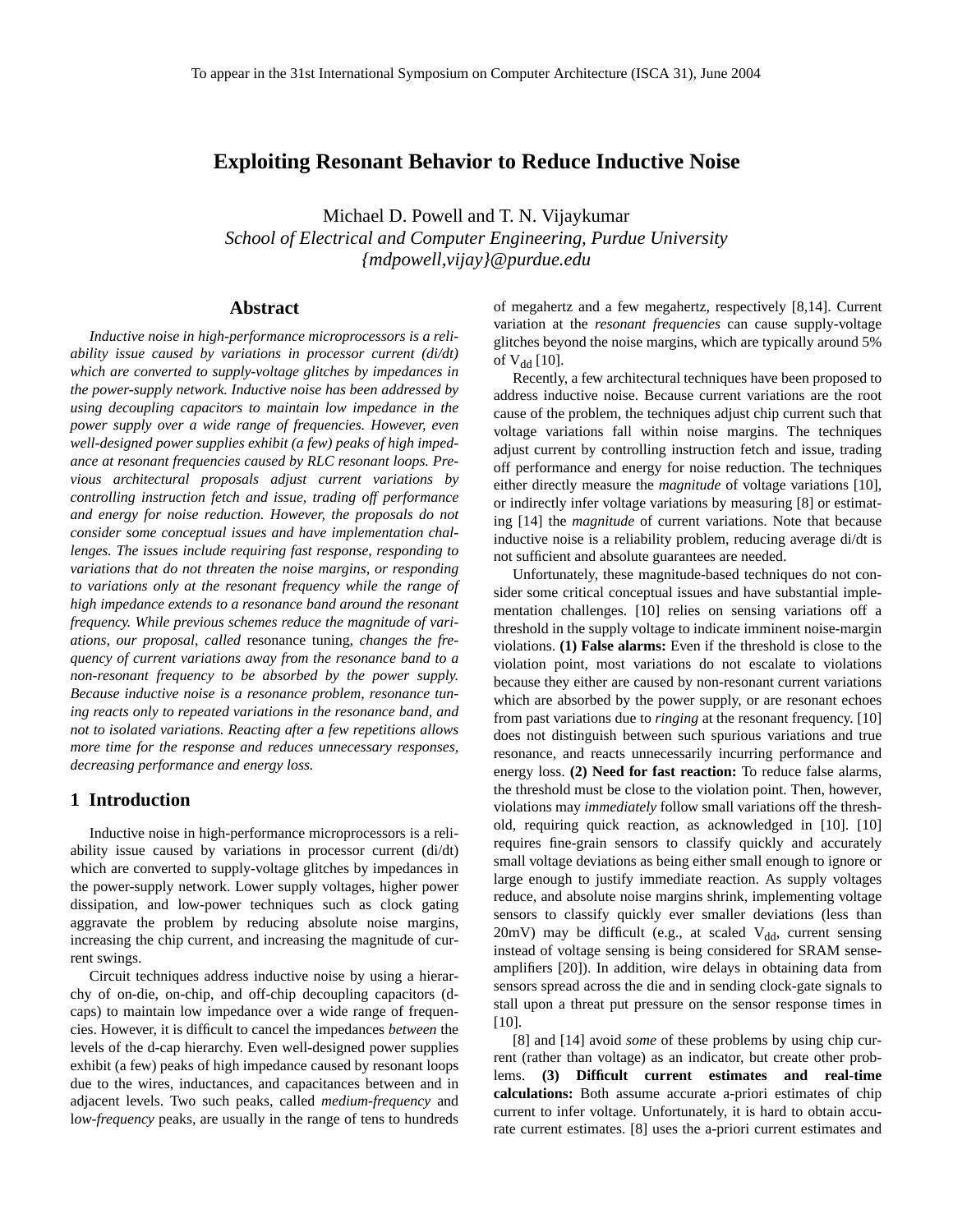To appear in the 31st International Symposium on Computer Architecture (ISCA 31), June 2004

# Exploiting Resonant Behavior to Reduce Inductive Noise

Michael D. Powell and T. N. Vijaykumar
*School of Electrical and Computer Engineering, Purdue University*
*{mdpowell,vijay}@purdue.edu*

## Abstract

*Inductive noise in high-performance microprocessors is a reliability issue caused by variations in processor current (di/dt) which are converted to supply-voltage glitches by impedances in the power-supply network. Inductive noise has been addressed by using decoupling capacitors to maintain low impedance in the power supply over a wide range of frequencies. However, even well-designed power supplies exhibit (a few) peaks of high impedance at resonant frequencies caused by RLC resonant loops. Previous architectural proposals adjust current variations by controlling instruction fetch and issue, trading off performance and energy for noise reduction. However, the proposals do not consider some conceptual issues and have implementation challenges. The issues include requiring fast response, responding to variations that do not threaten the noise margins, or responding to variations only at the resonant frequency while the range of high impedance extends to a resonance band around the resonant frequency. While previous schemes reduce the magnitude of variations, our proposal, called* resonance tuning*, changes the frequency of current variations away from the resonance band to a non-resonant frequency to be absorbed by the power supply. Because inductive noise is a resonance problem, resonance tuning reacts only to repeated variations in the resonance band, and not to isolated variations. Reacting after a few repetitions allows more time for the response and reduces unnecessary responses, decreasing performance and energy loss.*

## 1 Introduction

Inductive noise in high-performance microprocessors is a reliability issue caused by variations in processor current (di/dt) which are converted to supply-voltage glitches by impedances in the power-supply network. Lower supply voltages, higher power dissipation, and low-power techniques such as clock gating aggravate the problem by reducing absolute noise margins, increasing the chip current, and increasing the magnitude of current swings.

Circuit techniques address inductive noise by using a hierarchy of on-die, on-chip, and off-chip decoupling capacitors (d-caps) to maintain low impedance over a wide range of frequencies. However, it is difficult to cancel the impedances *between* the levels of the d-cap hierarchy. Even well-designed power supplies exhibit (a few) peaks of high impedance caused by resonant loops due to the wires, inductances, and capacitances between and in adjacent levels. Two such peaks, called *medium-frequency* and l*ow-frequency* peaks, are usually in the range of tens to hundreds of megahertz and a few megahertz, respectively [8,14]. Current variation at the *resonant frequencies* can cause supply-voltage glitches beyond the noise margins, which are typically around 5% of $V_{dd}$ [10].

Recently, a few architectural techniques have been proposed to address inductive noise. Because current variations are the root cause of the problem, the techniques adjust chip current such that voltage variations fall within noise margins. The techniques adjust current by controlling instruction fetch and issue, trading off performance and energy for noise reduction. The techniques either directly measure the *magnitude* of voltage variations [10], or indirectly infer voltage variations by measuring [8] or estimating [14] the *magnitude* of current variations. Note that because inductive noise is a reliability problem, reducing average di/dt is not sufficient and absolute guarantees are needed.

Unfortunately, these magnitude-based techniques do not consider some critical conceptual issues and have substantial implementation challenges. [10] relies on sensing variations off a threshold in the supply voltage to indicate imminent noise-margin violations. **(1) False alarms:** Even if the threshold is close to the violation point, most variations do not escalate to violations because they either are caused by non-resonant current variations which are absorbed by the power supply, or are resonant echoes from past variations due to *ringing* at the resonant frequency. [10] does not distinguish between such spurious variations and true resonance, and reacts unnecessarily incurring performance and energy loss. **(2) Need for fast reaction:** To reduce false alarms, the threshold must be close to the violation point. Then, however, violations may *immediately* follow small variations off the threshold, requiring quick reaction, as acknowledged in [10]. [10] requires fine-grain sensors to classify quickly and accurately small voltage deviations as being either small enough to ignore or large enough to justify immediate reaction. As supply voltages reduce, and absolute noise margins shrink, implementing voltage sensors to classify quickly ever smaller deviations (less than 20mV) may be difficult (e.g., at scaled $V_{dd}$, current sensing instead of voltage sensing is being considered for SRAM sense-amplifiers [20]). In addition, wire delays in obtaining data from sensors spread across the die and in sending clock-gate signals to stall upon a threat put pressure on the sensor response times in [10].

[8] and [14] avoid *some* of these problems by using chip current (rather than voltage) as an indicator, but create other problems. **(3) Difficult current estimates and real-time calculations:** Both assume accurate a-priori estimates of chip current to infer voltage. Unfortunately, it is hard to obtain accurate current estimates. [8] uses the a-priori current estimates and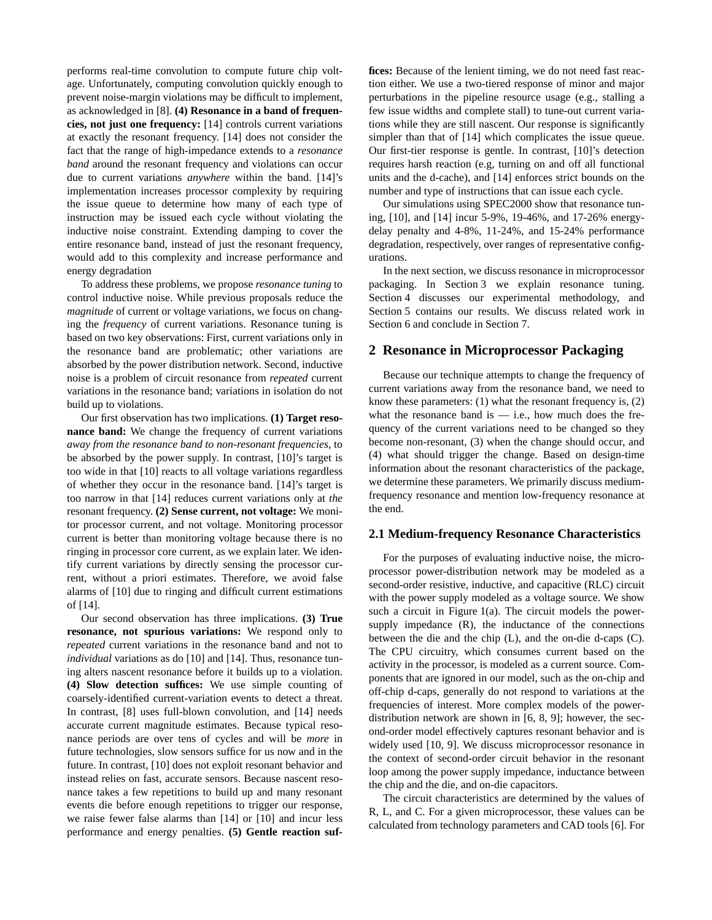performs real-time convolution to compute future chip voltage. Unfortunately, computing convolution quickly enough to prevent noise-margin violations may be difficult to implement, as acknowledged in [8]. **(4) Resonance in a band of frequencies, not just one frequency:** [14] controls current variations at exactly the resonant frequency. [14] does not consider the fact that the range of high-impedance extends to a *resonance band* around the resonant frequency and violations can occur due to current variations *anywhere* within the band. [14]'s implementation increases processor complexity by requiring the issue queue to determine how many of each type of instruction may be issued each cycle without violating the inductive noise constraint. Extending damping to cover the entire resonance band, instead of just the resonant frequency, would add to this complexity and increase performance and energy degradation

To address these problems, we propose *resonance tuning* to control inductive noise. While previous proposals reduce the *magnitude* of current or voltage variations, we focus on changing the *frequency* of current variations. Resonance tuning is based on two key observations: First, current variations only in the resonance band are problematic; other variations are absorbed by the power distribution network. Second, inductive noise is a problem of circuit resonance from *repeated* current variations in the resonance band; variations in isolation do not build up to violations.

Our first observation has two implications. **(1) Target resonance band:** We change the frequency of current variations *away from the resonance band to non-resonant frequencies*, to be absorbed by the power supply. In contrast, [10]'s target is too wide in that [10] reacts to all voltage variations regardless of whether they occur in the resonance band. [14]'s target is too narrow in that [14] reduces current variations only at *the* resonant frequency. **(2) Sense current, not voltage:** We monitor processor current, and not voltage. Monitoring processor current is better than monitoring voltage because there is no ringing in processor core current, as we explain later. We identify current variations by directly sensing the processor current, without a priori estimates. Therefore, we avoid false alarms of [10] due to ringing and difficult current estimations of [14].

Our second observation has three implications. **(3) True resonance, not spurious variations:** We respond only to *repeated* current variations in the resonance band and not to *individual* variations as do [10] and [14]. Thus, resonance tuning alters nascent resonance before it builds up to a violation. **(4) Slow detection suffices:** We use simple counting of coarsely-identified current-variation events to detect a threat. In contrast, [8] uses full-blown convolution, and [14] needs accurate current magnitude estimates. Because typical resonance periods are over tens of cycles and will be *more* in future technologies, slow sensors suffice for us now and in the future. In contrast, [10] does not exploit resonant behavior and instead relies on fast, accurate sensors. Because nascent resonance takes a few repetitions to build up and many resonant events die before enough repetitions to trigger our response, we raise fewer false alarms than [14] or [10] and incur less performance and energy penalties. **(5) Gentle reaction suffices:** Because of the lenient timing, we do not need fast reaction either. We use a two-tiered response of minor and major perturbations in the pipeline resource usage (e.g., stalling a few issue widths and complete stall) to tune-out current variations while they are still nascent. Our response is significantly simpler than that of [14] which complicates the issue queue. Our first-tier response is gentle. In contrast, [10]'s detection requires harsh reaction (e.g, turning on and off all functional units and the d-cache), and [14] enforces strict bounds on the number and type of instructions that can issue each cycle.

Our simulations using SPEC2000 show that resonance tuning, [10], and [14] incur 5-9%, 19-46%, and 17-26% energy-delay penalty and 4-8%, 11-24%, and 15-24% performance degradation, respectively, over ranges of representative configurations.

In the next section, we discuss resonance in microprocessor packaging. In Section 3 we explain resonance tuning. Section 4 discusses our experimental methodology, and Section 5 contains our results. We discuss related work in Section 6 and conclude in Section 7.

## 2 Resonance in Microprocessor Packaging

Because our technique attempts to change the frequency of current variations away from the resonance band, we need to know these parameters: (1) what the resonant frequency is, (2) what the resonance band is — i.e., how much does the frequency of the current variations need to be changed so they become non-resonant, (3) when the change should occur, and (4) what should trigger the change. Based on design-time information about the resonant characteristics of the package, we determine these parameters. We primarily discuss medium-frequency resonance and mention low-frequency resonance at the end.

### 2.1 Medium-frequency Resonance Characteristics

For the purposes of evaluating inductive noise, the microprocessor power-distribution network may be modeled as a second-order resistive, inductive, and capacitive (RLC) circuit with the power supply modeled as a voltage source. We show such a circuit in Figure 1(a). The circuit models the power-supply impedance (R), the inductance of the connections between the die and the chip (L), and the on-die d-caps (C). The CPU circuitry, which consumes current based on the activity in the processor, is modeled as a current source. Components that are ignored in our model, such as the on-chip and off-chip d-caps, generally do not respond to variations at the frequencies of interest. More complex models of the power-distribution network are shown in [6, 8, 9]; however, the second-order model effectively captures resonant behavior and is widely used [10, 9]. We discuss microprocessor resonance in the context of second-order circuit behavior in the resonant loop among the power supply impedance, inductance between the chip and the die, and on-die capacitors.

The circuit characteristics are determined by the values of R, L, and C. For a given microprocessor, these values can be calculated from technology parameters and CAD tools [6]. For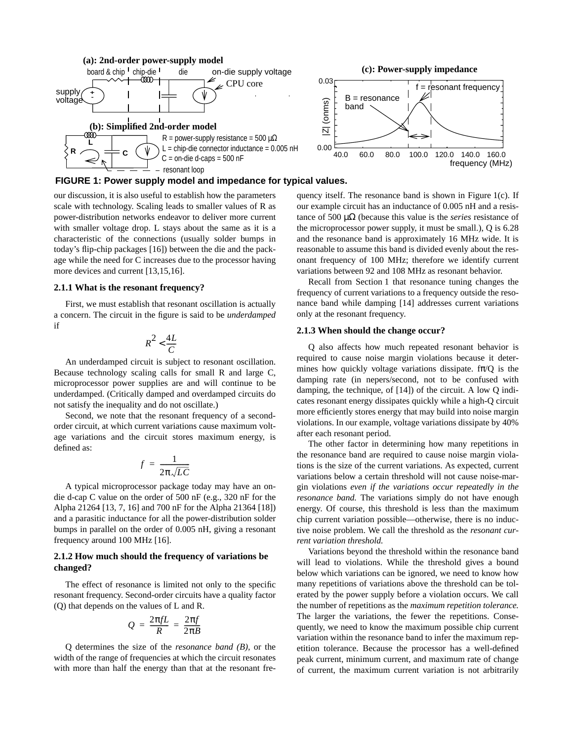FIGURE 1: Power supply model and impedance for typical values.

our discussion, it is also useful to establish how the parameters scale with technology. Scaling leads to smaller values of R as power-distribution networks endeavor to deliver more current with smaller voltage drop. L stays about the same as it is a characteristic of the connections (usually solder bumps in today's flip-chip packages [16]) between the die and the package while the need for C increases due to the processor having more devices and current [13,15,16].

### 2.1.1 What is the resonant frequency?

First, we must establish that resonant oscillation is actually a concern. The circuit in the figure is said to be *underdamped* if

$$R^2 < \frac{4L}{C}$$

An underdamped circuit is subject to resonant oscillation. Because technology scaling calls for small R and large C, microprocessor power supplies are and will continue to be underdamped. (Critically damped and overdamped circuits do not satisfy the inequality and do not oscillate.)

Second, we note that the resonant frequency of a second-order circuit, at which current variations cause maximum voltage variations and the circuit stores maximum energy, is defined as:

$$f = \frac{1}{2\pi\sqrt{LC}}$$

A typical microprocessor package today may have an on-die d-cap C value on the order of 500 nF (e.g., 320 nF for the Alpha 21264 [13, 7, 16] and 700 nF for the Alpha 21364 [18]) and a parasitic inductance for all the power-distribution solder bumps in parallel on the order of 0.005 nH, giving a resonant frequency around 100 MHz [16].

### 2.1.2 How much should the frequency of variations be changed?

The effect of resonance is limited not only to the specific resonant frequency. Second-order circuits have a quality factor (Q) that depends on the values of L and R.

$$Q = \frac{2\pi f L}{R} = \frac{2\pi f}{2\pi B}$$

Q determines the size of the *resonance band (B)*, or the width of the range of frequencies at which the circuit resonates with more than half the energy than that at the resonant frequency itself. The resonance band is shown in Figure 1(c). If our example circuit has an inductance of 0.005 nH and a resistance of 500 μΩ (because this value is the *series* resistance of the microprocessor power supply, it must be small.), Q is 6.28 and the resonance band is approximately 16 MHz wide. It is reasonable to assume this band is divided evenly about the resonant frequency of 100 MHz; therefore we identify current variations between 92 and 108 MHz as resonant behavior.

Recall from Section 1 that resonance tuning changes the frequency of current variations to a frequency outside the resonance band while damping [14] addresses current variations only at the resonant frequency.

### 2.1.3 When should the change occur?

Q also affects how much repeated resonant behavior is required to cause noise margin violations because it determines how quickly voltage variations dissipate. $f\pi/Q$ is the damping rate (in nepers/second, not to be confused with damping, the technique, of [14]) of the circuit. A low Q indicates resonant energy dissipates quickly while a high-Q circuit more efficiently stores energy that may build into noise margin violations. In our example, voltage variations dissipate by 40% after each resonant period.

The other factor in determining how many repetitions in the resonance band are required to cause noise margin violations is the size of the current variations. As expected, current variations below a certain threshold will not cause noise-margin violations *even if the variations occur repeatedly in the resonance band.* The variations simply do not have enough energy. Of course, this threshold is less than the maximum chip current variation possible—otherwise, there is no inductive noise problem. We call the threshold as the *resonant current variation threshold.*

Variations beyond the threshold within the resonance band will lead to violations. While the threshold gives a bound below which variations can be ignored, we need to know how many repetitions of variations above the threshold can be tolerated by the power supply before a violation occurs. We call the number of repetitions as the *maximum repetition tolerance.* The larger the variations, the fewer the repetitions. Consequently, we need to know the maximum possible chip current variation within the resonance band to infer the maximum repetition tolerance. Because the processor has a well-defined peak current, minimum current, and maximum rate of change of current, the maximum current variation is not arbitrarily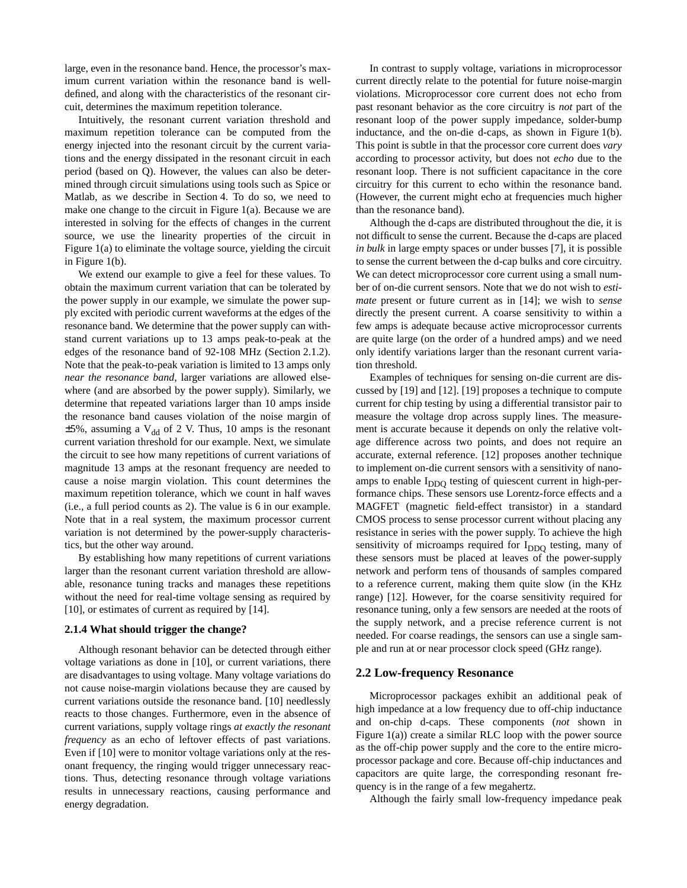large, even in the resonance band. Hence, the processor's maximum current variation within the resonance band is well-defined, and along with the characteristics of the resonant circuit, determines the maximum repetition tolerance.

Intuitively, the resonant current variation threshold and maximum repetition tolerance can be computed from the energy injected into the resonant circuit by the current variations and the energy dissipated in the resonant circuit in each period (based on Q). However, the values can also be determined through circuit simulations using tools such as Spice or Matlab, as we describe in Section 4. To do so, we need to make one change to the circuit in Figure 1(a). Because we are interested in solving for the effects of changes in the current source, we use the linearity properties of the circuit in Figure 1(a) to eliminate the voltage source, yielding the circuit in Figure 1(b).

We extend our example to give a feel for these values. To obtain the maximum current variation that can be tolerated by the power supply in our example, we simulate the power supply excited with periodic current waveforms at the edges of the resonance band. We determine that the power supply can withstand current variations up to 13 amps peak-to-peak at the edges of the resonance band of 92-108 MHz (Section 2.1.2). Note that the peak-to-peak variation is limited to 13 amps only *near the resonance band*, larger variations are allowed elsewhere (and are absorbed by the power supply). Similarly, we determine that repeated variations larger than 10 amps inside the resonance band causes violation of the noise margin of ±5%, assuming a $V_{dd}$ of 2 V. Thus, 10 amps is the resonant current variation threshold for our example. Next, we simulate the circuit to see how many repetitions of current variations of magnitude 13 amps at the resonant frequency are needed to cause a noise margin violation. This count determines the maximum repetition tolerance, which we count in half waves (i.e., a full period counts as 2). The value is 6 in our example. Note that in a real system, the maximum processor current variation is not determined by the power-supply characteristics, but the other way around.

By establishing how many repetitions of current variations larger than the resonant current variation threshold are allowable, resonance tuning tracks and manages these repetitions without the need for real-time voltage sensing as required by [10], or estimates of current as required by [14].

### 2.1.4 What should trigger the change?

Although resonant behavior can be detected through either voltage variations as done in [10], or current variations, there are disadvantages to using voltage. Many voltage variations do not cause noise-margin violations because they are caused by current variations outside the resonance band. [10] needlessly reacts to those changes. Furthermore, even in the absence of current variations, supply voltage rings *at exactly the resonant frequency* as an echo of leftover effects of past variations. Even if [10] were to monitor voltage variations only at the resonant frequency, the ringing would trigger unnecessary reactions. Thus, detecting resonance through voltage variations results in unnecessary reactions, causing performance and energy degradation.

In contrast to supply voltage, variations in microprocessor current directly relate to the potential for future noise-margin violations. Microprocessor core current does not echo from past resonant behavior as the core circuitry is *not* part of the resonant loop of the power supply impedance, solder-bump inductance, and the on-die d-caps, as shown in Figure 1(b). This point is subtle in that the processor core current does *vary* according to processor activity, but does not *echo* due to the resonant loop. There is not sufficient capacitance in the core circuitry for this current to echo within the resonance band. (However, the current might echo at frequencies much higher than the resonance band).

Although the d-caps are distributed throughout the die, it is not difficult to sense the current. Because the d-caps are placed *in bulk* in large empty spaces or under busses [7], it is possible to sense the current between the d-cap bulks and core circuitry. We can detect microprocessor core current using a small number of on-die current sensors. Note that we do not wish to *estimate* present or future current as in [14]; we wish to *sense* directly the present current. A coarse sensitivity to within a few amps is adequate because active microprocessor currents are quite large (on the order of a hundred amps) and we need only identify variations larger than the resonant current variation threshold.

Examples of techniques for sensing on-die current are discussed by [19] and [12]. [19] proposes a technique to compute current for chip testing by using a differential transistor pair to measure the voltage drop across supply lines. The measurement is accurate because it depends on only the relative voltage difference across two points, and does not require an accurate, external reference. [12] proposes another technique to implement on-die current sensors with a sensitivity of nanoamps to enable $I_{DDQ}$ testing of quiescent current in high-performance chips. These sensors use Lorentz-force effects and a MAGFET (magnetic field-effect transistor) in a standard CMOS process to sense processor current without placing any resistance in series with the power supply. To achieve the high sensitivity of microamps required for $I_{DDQ}$ testing, many of these sensors must be placed at leaves of the power-supply network and perform tens of thousands of samples compared to a reference current, making them quite slow (in the KHz range) [12]. However, for the coarse sensitivity required for resonance tuning, only a few sensors are needed at the roots of the supply network, and a precise reference current is not needed. For coarse readings, the sensors can use a single sample and run at or near processor clock speed (GHz range).

## 2.2 Low-frequency Resonance

Microprocessor packages exhibit an additional peak of high impedance at a low frequency due to off-chip inductance and on-chip d-caps. These components (*not* shown in Figure 1(a)) create a similar RLC loop with the power source as the off-chip power supply and the core to the entire microprocessor package and core. Because off-chip inductances and capacitors are quite large, the corresponding resonant frequency is in the range of a few megahertz.

Although the fairly small low-frequency impedance peak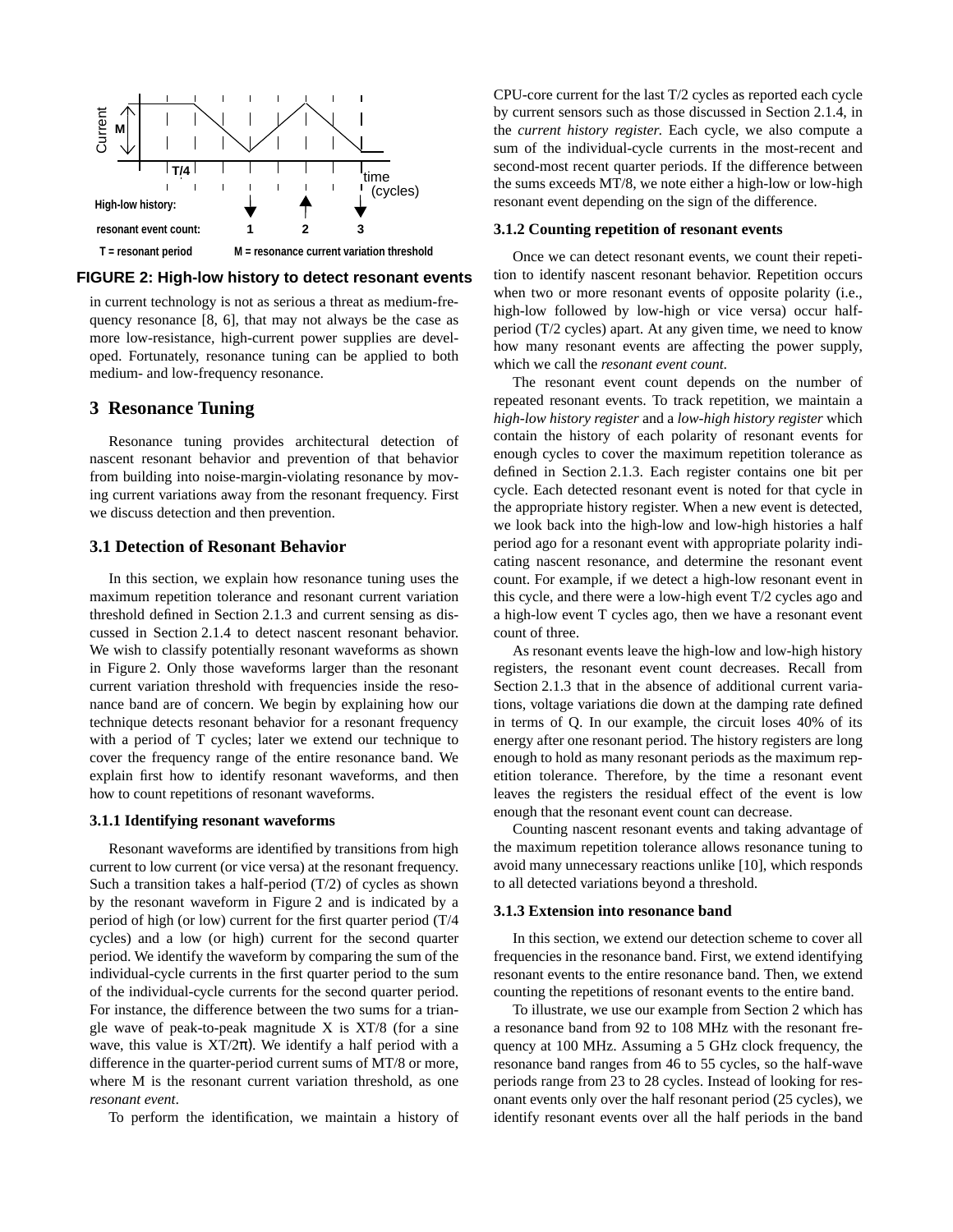FIGURE 2: High-low history to detect resonant events

in current technology is not as serious a threat as medium-frequency resonance [8, 6], that may not always be the case as more low-resistance, high-current power supplies are developed. Fortunately, resonance tuning can be applied to both medium- and low-frequency resonance.

## 3 Resonance Tuning

Resonance tuning provides architectural detection of nascent resonant behavior and prevention of that behavior from building into noise-margin-violating resonance by moving current variations away from the resonant frequency. First we discuss detection and then prevention.

### 3.1 Detection of Resonant Behavior

In this section, we explain how resonance tuning uses the maximum repetition tolerance and resonant current variation threshold defined in Section 2.1.3 and current sensing as discussed in Section 2.1.4 to detect nascent resonant behavior. We wish to classify potentially resonant waveforms as shown in Figure 2. Only those waveforms larger than the resonant current variation threshold with frequencies inside the resonance band are of concern. We begin by explaining how our technique detects resonant behavior for a resonant frequency with a period of T cycles; later we extend our technique to cover the frequency range of the entire resonance band. We explain first how to identify resonant waveforms, and then how to count repetitions of resonant waveforms.

#### 3.1.1 Identifying resonant waveforms

Resonant waveforms are identified by transitions from high current to low current (or vice versa) at the resonant frequency. Such a transition takes a half-period (T/2) of cycles as shown by the resonant waveform in Figure 2 and is indicated by a period of high (or low) current for the first quarter period (T/4 cycles) and a low (or high) current for the second quarter period. We identify the waveform by comparing the sum of the individual-cycle currents in the first quarter period to the sum of the individual-cycle currents for the second quarter period. For instance, the difference between the two sums for a triangle wave of peak-to-peak magnitude X is XT/8 (for a sine wave, this value is $XT/2\pi$). We identify a half period with a difference in the quarter-period current sums of MT/8 or more, where M is the resonant current variation threshold, as one *resonant event*.

To perform the identification, we maintain a history of CPU-core current for the last T/2 cycles as reported each cycle by current sensors such as those discussed in Section 2.1.4, in the *current history register.* Each cycle, we also compute a sum of the individual-cycle currents in the most-recent and second-most recent quarter periods. If the difference between the sums exceeds MT/8, we note either a high-low or low-high resonant event depending on the sign of the difference.

#### 3.1.2 Counting repetition of resonant events

Once we can detect resonant events, we count their repetition to identify nascent resonant behavior. Repetition occurs when two or more resonant events of opposite polarity (i.e., high-low followed by low-high or vice versa) occur half-period (T/2 cycles) apart. At any given time, we need to know how many resonant events are affecting the power supply, which we call the *resonant event count*.

The resonant event count depends on the number of repeated resonant events. To track repetition, we maintain a *high-low history register* and a *low-high history register* which contain the history of each polarity of resonant events for enough cycles to cover the maximum repetition tolerance as defined in Section 2.1.3. Each register contains one bit per cycle. Each detected resonant event is noted for that cycle in the appropriate history register. When a new event is detected, we look back into the high-low and low-high histories a half period ago for a resonant event with appropriate polarity indicating nascent resonance, and determine the resonant event count. For example, if we detect a high-low resonant event in this cycle, and there were a low-high event T/2 cycles ago and a high-low event T cycles ago, then we have a resonant event count of three.

As resonant events leave the high-low and low-high history registers, the resonant event count decreases. Recall from Section 2.1.3 that in the absence of additional current variations, voltage variations die down at the damping rate defined in terms of Q. In our example, the circuit loses 40% of its energy after one resonant period. The history registers are long enough to hold as many resonant periods as the maximum repetition tolerance. Therefore, by the time a resonant event leaves the registers the residual effect of the event is low enough that the resonant event count can decrease.

Counting nascent resonant events and taking advantage of the maximum repetition tolerance allows resonance tuning to avoid many unnecessary reactions unlike [10], which responds to all detected variations beyond a threshold.

#### 3.1.3 Extension into resonance band

In this section, we extend our detection scheme to cover all frequencies in the resonance band. First, we extend identifying resonant events to the entire resonance band. Then, we extend counting the repetitions of resonant events to the entire band.

To illustrate, we use our example from Section 2 which has a resonance band from 92 to 108 MHz with the resonant frequency at 100 MHz. Assuming a 5 GHz clock frequency, the resonance band ranges from 46 to 55 cycles, so the half-wave periods range from 23 to 28 cycles. Instead of looking for resonant events only over the half resonant period (25 cycles), we identify resonant events over all the half periods in the band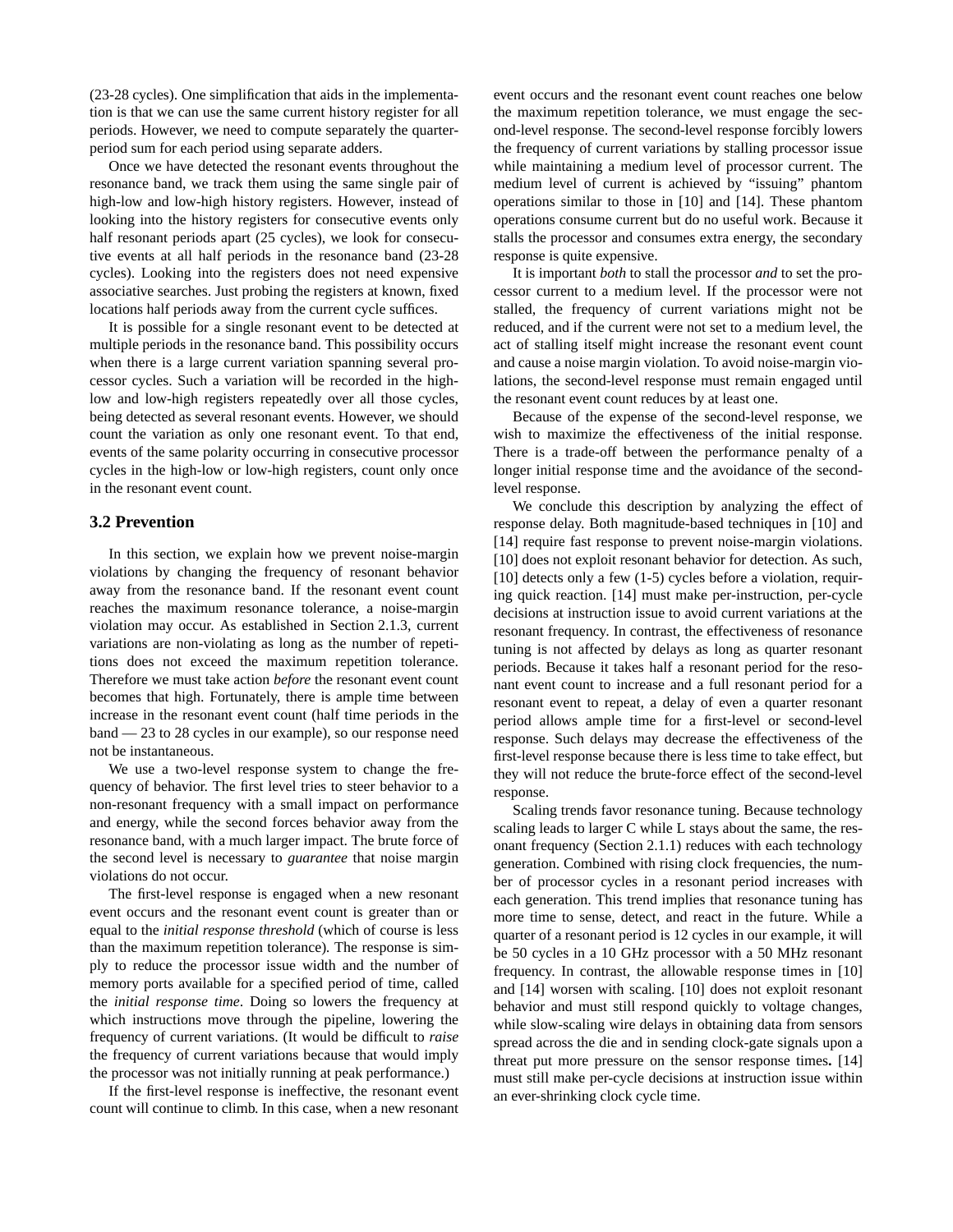(23-28 cycles). One simplification that aids in the implementation is that we can use the same current history register for all periods. However, we need to compute separately the quarter-period sum for each period using separate adders.

Once we have detected the resonant events throughout the resonance band, we track them using the same single pair of high-low and low-high history registers. However, instead of looking into the history registers for consecutive events only half resonant periods apart (25 cycles), we look for consecutive events at all half periods in the resonance band (23-28 cycles). Looking into the registers does not need expensive associative searches. Just probing the registers at known, fixed locations half periods away from the current cycle suffices.

It is possible for a single resonant event to be detected at multiple periods in the resonance band. This possibility occurs when there is a large current variation spanning several processor cycles. Such a variation will be recorded in the high-low and low-high registers repeatedly over all those cycles, being detected as several resonant events. However, we should count the variation as only one resonant event. To that end, events of the same polarity occurring in consecutive processor cycles in the high-low or low-high registers, count only once in the resonant event count.

### 3.2 Prevention

In this section, we explain how we prevent noise-margin violations by changing the frequency of resonant behavior away from the resonance band. If the resonant event count reaches the maximum resonance tolerance, a noise-margin violation may occur. As established in Section 2.1.3, current variations are non-violating as long as the number of repetitions does not exceed the maximum repetition tolerance. Therefore we must take action *before* the resonant event count becomes that high. Fortunately, there is ample time between increase in the resonant event count (half time periods in the band — 23 to 28 cycles in our example), so our response need not be instantaneous.

We use a two-level response system to change the frequency of behavior. The first level tries to steer behavior to a non-resonant frequency with a small impact on performance and energy, while the second forces behavior away from the resonance band, with a much larger impact. The brute force of the second level is necessary to *guarantee* that noise margin violations do not occur.

The first-level response is engaged when a new resonant event occurs and the resonant event count is greater than or equal to the *initial response threshold* (which of course is less than the maximum repetition tolerance). The response is simply to reduce the processor issue width and the number of memory ports available for a specified period of time, called the *initial response time*. Doing so lowers the frequency at which instructions move through the pipeline, lowering the frequency of current variations. (It would be difficult to *raise* the frequency of current variations because that would imply the processor was not initially running at peak performance.)

If the first-level response is ineffective, the resonant event count will continue to climb. In this case, when a new resonant event occurs and the resonant event count reaches one below the maximum repetition tolerance, we must engage the second-level response. The second-level response forcibly lowers the frequency of current variations by stalling processor issue while maintaining a medium level of processor current. The medium level of current is achieved by "issuing" phantom operations similar to those in [10] and [14]. These phantom operations consume current but do no useful work. Because it stalls the processor and consumes extra energy, the secondary response is quite expensive.

It is important *both* to stall the processor *and* to set the processor current to a medium level. If the processor were not stalled, the frequency of current variations might not be reduced, and if the current were not set to a medium level, the act of stalling itself might increase the resonant event count and cause a noise margin violation. To avoid noise-margin violations, the second-level response must remain engaged until the resonant event count reduces by at least one.

Because of the expense of the second-level response, we wish to maximize the effectiveness of the initial response. There is a trade-off between the performance penalty of a longer initial response time and the avoidance of the second-level response.

We conclude this description by analyzing the effect of response delay. Both magnitude-based techniques in [10] and [14] require fast response to prevent noise-margin violations. [10] does not exploit resonant behavior for detection. As such, [10] detects only a few (1-5) cycles before a violation, requiring quick reaction. [14] must make per-instruction, per-cycle decisions at instruction issue to avoid current variations at the resonant frequency. In contrast, the effectiveness of resonance tuning is not affected by delays as long as quarter resonant periods. Because it takes half a resonant period for the resonant event count to increase and a full resonant period for a resonant event to repeat, a delay of even a quarter resonant period allows ample time for a first-level or second-level response. Such delays may decrease the effectiveness of the first-level response because there is less time to take effect, but they will not reduce the brute-force effect of the second-level response.

Scaling trends favor resonance tuning. Because technology scaling leads to larger C while L stays about the same, the resonant frequency (Section 2.1.1) reduces with each technology generation. Combined with rising clock frequencies, the number of processor cycles in a resonant period increases with each generation. This trend implies that resonance tuning has more time to sense, detect, and react in the future. While a quarter of a resonant period is 12 cycles in our example, it will be 50 cycles in a 10 GHz processor with a 50 MHz resonant frequency. In contrast, the allowable response times in [10] and [14] worsen with scaling. [10] does not exploit resonant behavior and must still respond quickly to voltage changes, while slow-scaling wire delays in obtaining data from sensors spread across the die and in sending clock-gate signals upon a threat put more pressure on the sensor response times**.** [14] must still make per-cycle decisions at instruction issue within an ever-shrinking clock cycle time.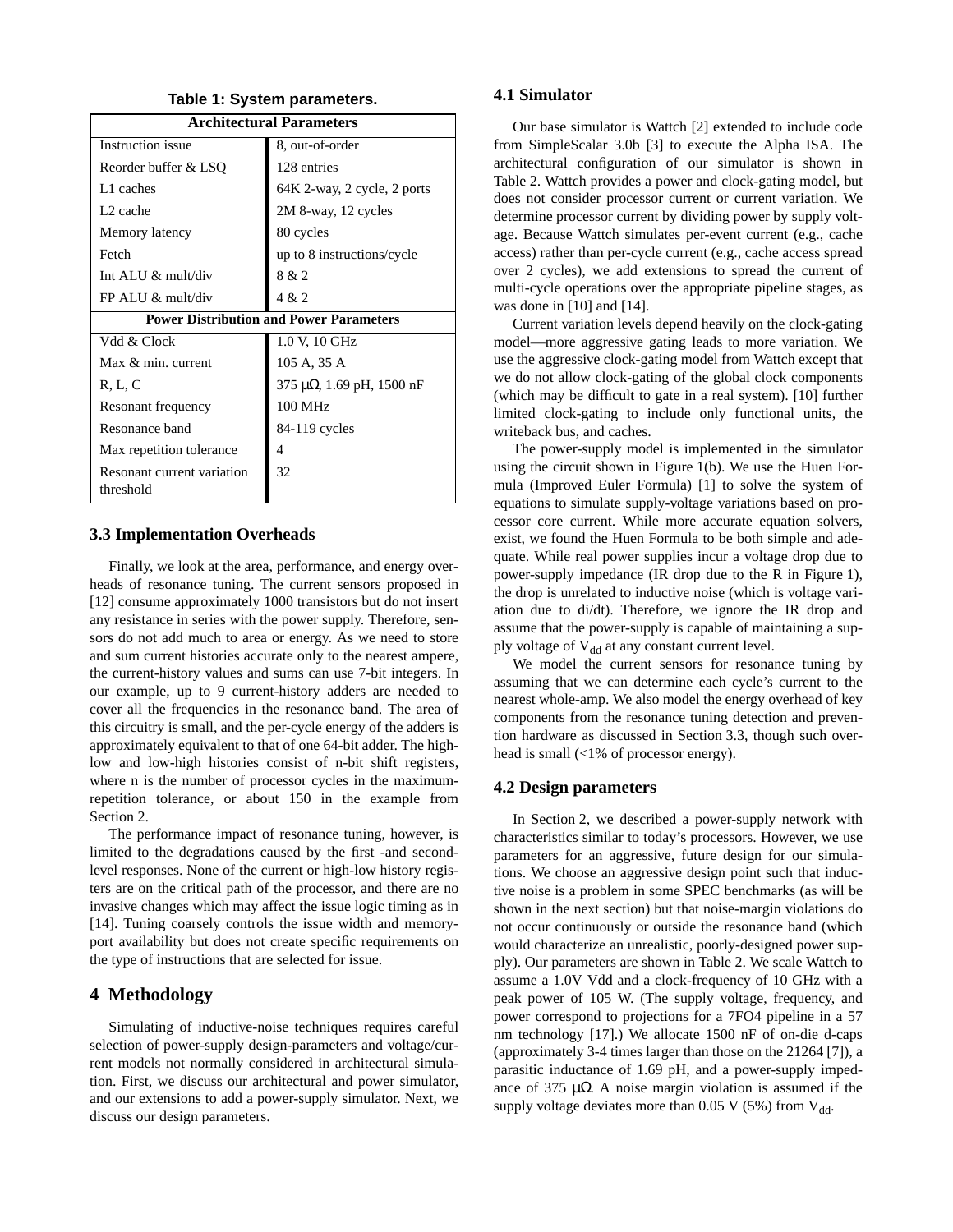**Table 1: System parameters.**

| Architectural Parameters | |
|---|---|
| Instruction issue | 8, out-of-order |
| Reorder buffer & LSQ | 128 entries |
| L1 caches | 64K 2-way, 2 cycle, 2 ports |
| L2 cache | 2M 8-way, 12 cycles |
| Memory latency | 80 cycles |
| Fetch | up to 8 instructions/cycle |
| Int ALU & mult/div | 8 & 2 |
| FP ALU & mult/div | 4 & 2 |
| **Power Distribution and Power Parameters** | |
| Vdd & Clock | 1.0 V, 10 GHz |
| Max & min. current | 105 A, 35 A |
| R, L, C | 375 μΩ, 1.69 pH, 1500 nF |
| Resonant frequency | 100 MHz |
| Resonance band | 84-119 cycles |
| Max repetition tolerance | 4 |
| Resonant current variation threshold | 32 |

### 3.3 Implementation Overheads

Finally, we look at the area, performance, and energy overheads of resonance tuning. The current sensors proposed in [12] consume approximately 1000 transistors but do not insert any resistance in series with the power supply. Therefore, sensors do not add much to area or energy. As we need to store and sum current histories accurate only to the nearest ampere, the current-history values and sums can use 7-bit integers. In our example, up to 9 current-history adders are needed to cover all the frequencies in the resonance band. The area of this circuitry is small, and the per-cycle energy of the adders is approximately equivalent to that of one 64-bit adder. The high-low and low-high histories consist of n-bit shift registers, where n is the number of processor cycles in the maximum-repetition tolerance, or about 150 in the example from Section 2.

The performance impact of resonance tuning, however, is limited to the degradations caused by the first -and second-level responses. None of the current or high-low history registers are on the critical path of the processor, and there are no invasive changes which may affect the issue logic timing as in [14]. Tuning coarsely controls the issue width and memory-port availability but does not create specific requirements on the type of instructions that are selected for issue.

## 4 Methodology

Simulating of inductive-noise techniques requires careful selection of power-supply design-parameters and voltage/current models not normally considered in architectural simulation. First, we discuss our architectural and power simulator, and our extensions to add a power-supply simulator. Next, we discuss our design parameters.

### 4.1 Simulator

Our base simulator is Wattch [2] extended to include code from SimpleScalar 3.0b [3] to execute the Alpha ISA. The architectural configuration of our simulator is shown in Table 2. Wattch provides a power and clock-gating model, but does not consider processor current or current variation. We determine processor current by dividing power by supply voltage. Because Wattch simulates per-event current (e.g., cache access) rather than per-cycle current (e.g., cache access spread over 2 cycles), we add extensions to spread the current of multi-cycle operations over the appropriate pipeline stages, as was done in [10] and [14].

Current variation levels depend heavily on the clock-gating model—more aggressive gating leads to more variation. We use the aggressive clock-gating model from Wattch except that we do not allow clock-gating of the global clock components (which may be difficult to gate in a real system). [10] further limited clock-gating to include only functional units, the writeback bus, and caches.

The power-supply model is implemented in the simulator using the circuit shown in Figure 1(b). We use the Huen Formula (Improved Euler Formula) [1] to solve the system of equations to simulate supply-voltage variations based on processor core current. While more accurate equation solvers, exist, we found the Huen Formula to be both simple and adequate. While real power supplies incur a voltage drop due to power-supply impedance (IR drop due to the R in Figure 1), the drop is unrelated to inductive noise (which is voltage variation due to di/dt). Therefore, we ignore the IR drop and assume that the power-supply is capable of maintaining a supply voltage of $V_{dd}$ at any constant current level.

We model the current sensors for resonance tuning by assuming that we can determine each cycle's current to the nearest whole-amp. We also model the energy overhead of key components from the resonance tuning detection and prevention hardware as discussed in Section 3.3, though such overhead is small (<1% of processor energy).

### 4.2 Design parameters

In Section 2, we described a power-supply network with characteristics similar to today's processors. However, we use parameters for an aggressive, future design for our simulations. We choose an aggressive design point such that inductive noise is a problem in some SPEC benchmarks (as will be shown in the next section) but that noise-margin violations do not occur continuously or outside the resonance band (which would characterize an unrealistic, poorly-designed power supply). Our parameters are shown in Table 2. We scale Wattch to assume a 1.0V Vdd and a clock-frequency of 10 GHz with a peak power of 105 W. (The supply voltage, frequency, and power correspond to projections for a 7FO4 pipeline in a 57 nm technology [17].) We allocate 1500 nF of on-die d-caps (approximately 3-4 times larger than those on the 21264 [7]), a parasitic inductance of 1.69 pH, and a power-supply impedance of 375 μΩ. A noise margin violation is assumed if the supply voltage deviates more than 0.05 V (5%) from $V_{dd}$.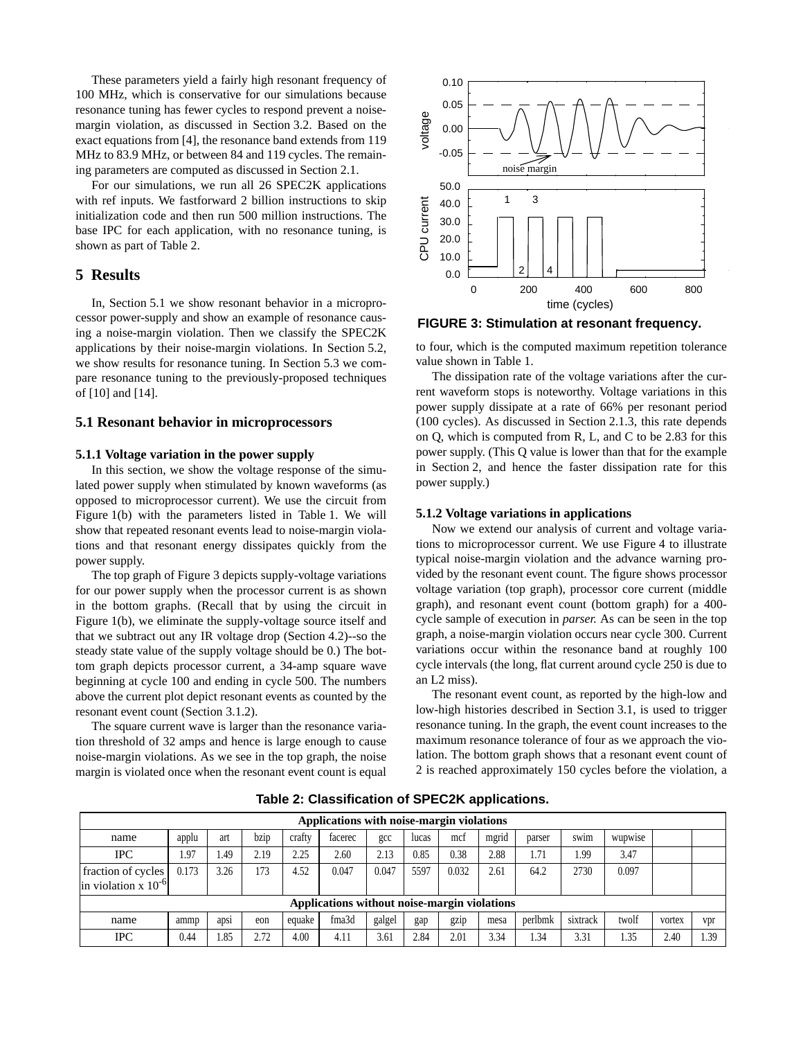These parameters yield a fairly high resonant frequency of 100 MHz, which is conservative for our simulations because resonance tuning has fewer cycles to respond prevent a noise-margin violation, as discussed in Section 3.2. Based on the exact equations from [4], the resonance band extends from 119 MHz to 83.9 MHz, or between 84 and 119 cycles. The remaining parameters are computed as discussed in Section 2.1.

For our simulations, we run all 26 SPEC2K applications with ref inputs. We fastforward 2 billion instructions to skip initialization code and then run 500 million instructions. The base IPC for each application, with no resonance tuning, is shown as part of Table 2.

# 5 Results

In, Section 5.1 we show resonant behavior in a microprocessor power-supply and show an example of resonance causing a noise-margin violation. Then we classify the SPEC2K applications by their noise-margin violations. In Section 5.2, we show results for resonance tuning. In Section 5.3 we compare resonance tuning to the previously-proposed techniques of [10] and [14].

## 5.1 Resonant behavior in microprocessors

### 5.1.1 Voltage variation in the power supply

In this section, we show the voltage response of the simulated power supply when stimulated by known waveforms (as opposed to microprocessor current). We use the circuit from Figure 1(b) with the parameters listed in Table 1. We will show that repeated resonant events lead to noise-margin violations and that resonant energy dissipates quickly from the power supply.

The top graph of Figure 3 depicts supply-voltage variations for our power supply when the processor current is as shown in the bottom graphs. (Recall that by using the circuit in Figure 1(b), we eliminate the supply-voltage source itself and that we subtract out any IR voltage drop (Section 4.2)--so the steady state value of the supply voltage should be 0.) The bottom graph depicts processor current, a 34-amp square wave beginning at cycle 100 and ending in cycle 500. The numbers above the current plot depict resonant events as counted by the resonant event count (Section 3.1.2).

The square current wave is larger than the resonance variation threshold of 32 amps and hence is large enough to cause noise-margin violations. As we see in the top graph, the noise margin is violated once when the resonant event count is equal to four, which is the computed maximum repetition tolerance value shown in Table 1.

**FIGURE 3: Stimulation at resonant frequency.**

The dissipation rate of the voltage variations after the current waveform stops is noteworthy. Voltage variations in this power supply dissipate at a rate of 66% per resonant period (100 cycles). As discussed in Section 2.1.3, this rate depends on Q, which is computed from R, L, and C to be 2.83 for this power supply. (This Q value is lower than that for the example in Section 2, and hence the faster dissipation rate for this power supply.)

### 5.1.2 Voltage variations in applications

Now we extend our analysis of current and voltage variations to microprocessor current. We use Figure 4 to illustrate typical noise-margin violation and the advance warning provided by the resonant event count. The figure shows processor voltage variation (top graph), processor core current (middle graph), and resonant event count (bottom graph) for a 400-cycle sample of execution in *parser.* As can be seen in the top graph, a noise-margin violation occurs near cycle 300. Current variations occur within the resonance band at roughly 100 cycle intervals (the long, flat current around cycle 250 is due to an L2 miss).

The resonant event count, as reported by the high-low and low-high histories described in Section 3.1, is used to trigger resonance tuning. In the graph, the event count increases to the maximum resonance tolerance of four as we approach the violation. The bottom graph shows that a resonant event count of 2 is reached approximately 150 cycles before the violation, a

**Table 2: Classification of SPEC2K applications.**

| **Applications with noise-margin violations** | | | | | | | | | | | | | | |
|---|---|---|---|---|---|---|---|---|---|---|---|---|---|---|
| name | applu | art | bzip | crafty | facerec | gcc | lucas | mcf | mgrid | parser | swim | wupwise | | |
| IPC | 1.97 | 1.49 | 2.19 | 2.25 | 2.60 | 2.13 | 0.85 | 0.38 | 2.88 | 1.71 | 1.99 | 3.47 | | |
| fraction of cycles in violation x $10^{-6}$ | 0.173 | 3.26 | 173 | 4.52 | 0.047 | 0.047 | 5597 | 0.032 | 2.61 | 64.2 | 2730 | 0.097 | | |
| **Applications without noise-margin violations** | | | | | | | | | | | | | | |
| name | ammp | apsi | eon | equake | fma3d | galgel | gap | gzip | mesa | perlbmk | sixtrack | twolf | vortex | vpr |
| IPC | 0.44 | 1.85 | 2.72 | 4.00 | 4.11 | 3.61 | 2.84 | 2.01 | 3.34 | 1.34 | 3.31 | 1.35 | 2.40 | 1.39 |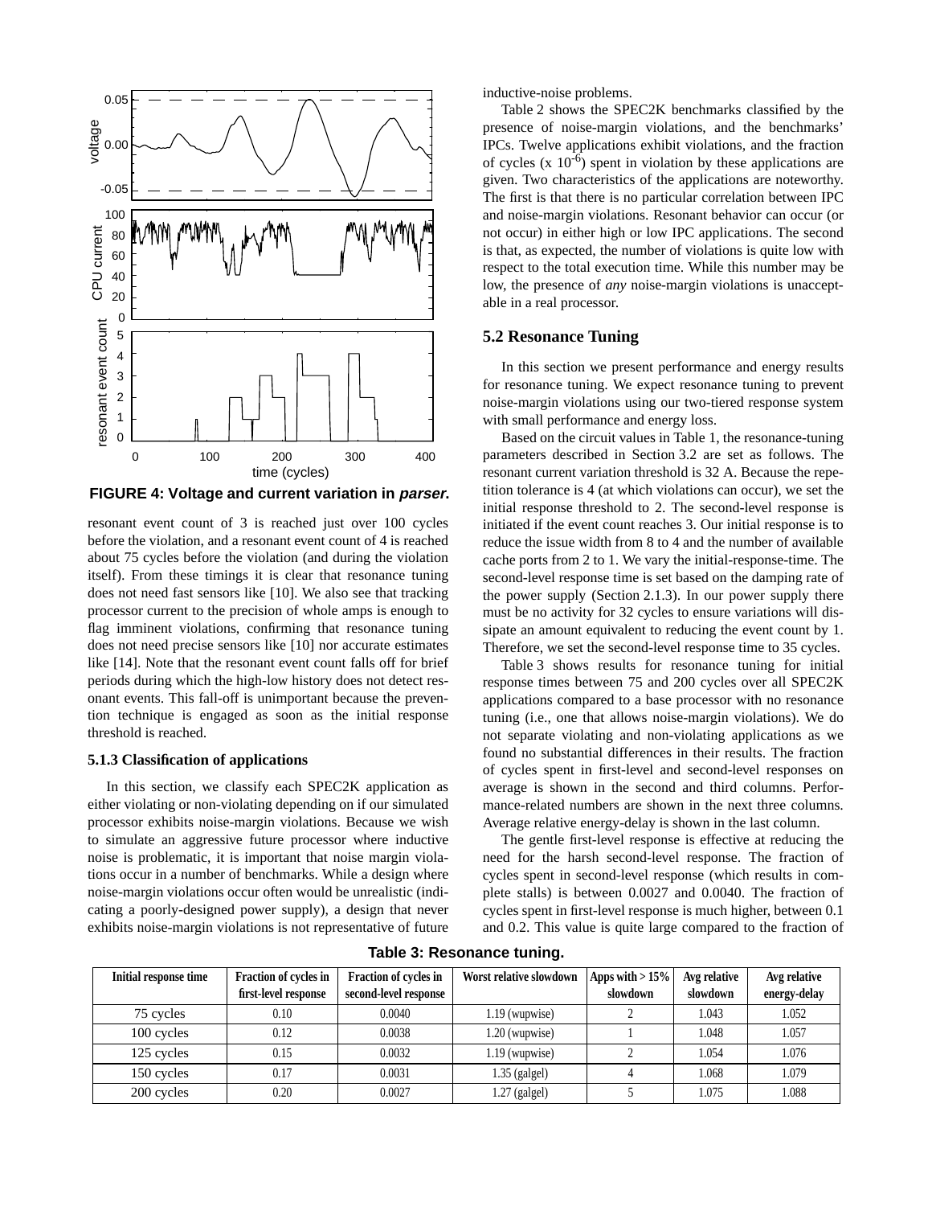FIGURE 4: Voltage and current variation in ***parser***.

resonant event count of 3 is reached just over 100 cycles before the violation, and a resonant event count of 4 is reached about 75 cycles before the violation (and during the violation itself). From these timings it is clear that resonance tuning does not need fast sensors like [10]. We also see that tracking processor current to the precision of whole amps is enough to flag imminent violations, confirming that resonance tuning does not need precise sensors like [10] nor accurate estimates like [14]. Note that the resonant event count falls off for brief periods during which the high-low history does not detect resonant events. This fall-off is unimportant because the prevention technique is engaged as soon as the initial response threshold is reached.

### 5.1.3 Classification of applications

In this section, we classify each SPEC2K application as either violating or non-violating depending on if our simulated processor exhibits noise-margin violations. Because we wish to simulate an aggressive future processor where inductive noise is problematic, it is important that noise margin violations occur in a number of benchmarks. While a design where noise-margin violations occur often would be unrealistic (indicating a poorly-designed power supply), a design that never exhibits noise-margin violations is not representative of future inductive-noise problems.

Table 2 shows the SPEC2K benchmarks classified by the presence of noise-margin violations, and the benchmarks' IPCs. Twelve applications exhibit violations, and the fraction of cycles (x $10^{-6}$) spent in violation by these applications are given. Two characteristics of the applications are noteworthy. The first is that there is no particular correlation between IPC and noise-margin violations. Resonant behavior can occur (or not occur) in either high or low IPC applications. The second is that, as expected, the number of violations is quite low with respect to the total execution time. While this number may be low, the presence of *any* noise-margin violations is unacceptable in a real processor.

## 5.2 Resonance Tuning

In this section we present performance and energy results for resonance tuning. We expect resonance tuning to prevent noise-margin violations using our two-tiered response system with small performance and energy loss.

Based on the circuit values in Table 1, the resonance-tuning parameters described in Section 3.2 are set as follows. The resonant current variation threshold is 32 A. Because the repetition tolerance is 4 (at which violations can occur), we set the initial response threshold to 2. The second-level response is initiated if the event count reaches 3. Our initial response is to reduce the issue width from 8 to 4 and the number of available cache ports from 2 to 1. We vary the initial-response-time. The second-level response time is set based on the damping rate of the power supply (Section 2.1.3). In our power supply there must be no activity for 32 cycles to ensure variations will dissipate an amount equivalent to reducing the event count by 1. Therefore, we set the second-level response time to 35 cycles.

Table 3 shows results for resonance tuning for initial response times between 75 and 200 cycles over all SPEC2K applications compared to a base processor with no resonance tuning (i.e., one that allows noise-margin violations). We do not separate violating and non-violating applications as we found no substantial differences in their results. The fraction of cycles spent in first-level and second-level responses on average is shown in the second and third columns. Performance-related numbers are shown in the next three columns. Average relative energy-delay is shown in the last column.

The gentle first-level response is effective at reducing the need for the harsh second-level response. The fraction of cycles spent in second-level response (which results in complete stalls) is between 0.0027 and 0.0040. The fraction of cycles spent in first-level response is much higher, between 0.1 and 0.2. This value is quite large compared to the fraction of

**Table 3: Resonance tuning.**

| Initial response time | Fraction of cycles in first-level response | Fraction of cycles in second-level response | Worst relative slowdown | Apps with > 15% slowdown | Avg relative slowdown | Avg relative energy-delay |
|---|---|---|---|---|---|---|
| 75 cycles | 0.10 | 0.0040 | 1.19 (wupwise) | 2 | 1.043 | 1.052 |
| 100 cycles | 0.12 | 0.0038 | 1.20 (wupwise) | 1 | 1.048 | 1.057 |
| 125 cycles | 0.15 | 0.0032 | 1.19 (wupwise) | 2 | 1.054 | 1.076 |
| 150 cycles | 0.17 | 0.0031 | 1.35 (galgel) | 4 | 1.068 | 1.079 |
| 200 cycles | 0.20 | 0.0027 | 1.27 (galgel) | 5 | 1.075 | 1.088 |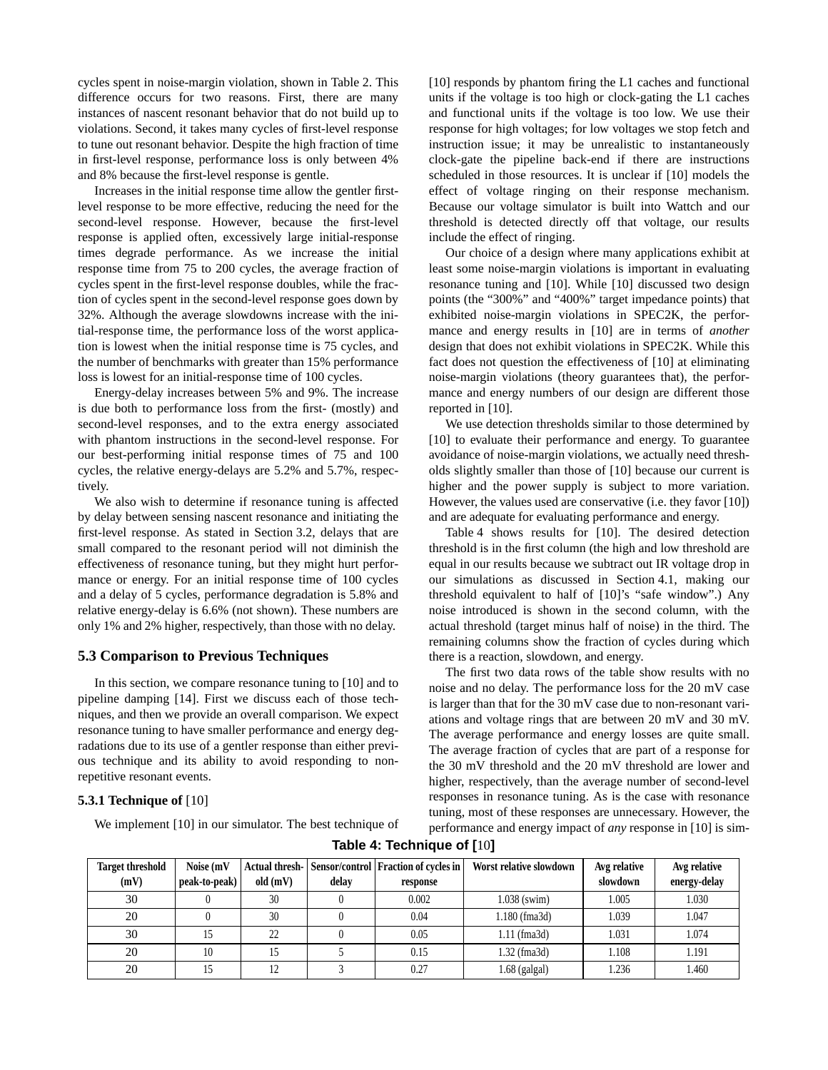cycles spent in noise-margin violation, shown in Table 2. This difference occurs for two reasons. First, there are many instances of nascent resonant behavior that do not build up to violations. Second, it takes many cycles of first-level response to tune out resonant behavior. Despite the high fraction of time in first-level response, performance loss is only between 4% and 8% because the first-level response is gentle.

Increases in the initial response time allow the gentler first-level response to be more effective, reducing the need for the second-level response. However, because the first-level response is applied often, excessively large initial-response times degrade performance. As we increase the initial response time from 75 to 200 cycles, the average fraction of cycles spent in the first-level response doubles, while the fraction of cycles spent in the second-level response goes down by 32%. Although the average slowdowns increase with the initial-response time, the performance loss of the worst application is lowest when the initial response time is 75 cycles, and the number of benchmarks with greater than 15% performance loss is lowest for an initial-response time of 100 cycles.

Energy-delay increases between 5% and 9%. The increase is due both to performance loss from the first- (mostly) and second-level responses, and to the extra energy associated with phantom instructions in the second-level response. For our best-performing initial response times of 75 and 100 cycles, the relative energy-delays are 5.2% and 5.7%, respectively.

We also wish to determine if resonance tuning is affected by delay between sensing nascent resonance and initiating the first-level response. As stated in Section 3.2, delays that are small compared to the resonant period will not diminish the effectiveness of resonance tuning, but they might hurt performance or energy. For an initial response time of 100 cycles and a delay of 5 cycles, performance degradation is 5.8% and relative energy-delay is 6.6% (not shown). These numbers are only 1% and 2% higher, respectively, than those with no delay.

### 5.3 Comparison to Previous Techniques

In this section, we compare resonance tuning to [10] and to pipeline damping [14]. First we discuss each of those techniques, and then we provide an overall comparison. We expect resonance tuning to have smaller performance and energy degradations due to its use of a gentler response than either previous technique and its ability to avoid responding to non-repetitive resonant events.

#### 5.3.1 Technique of [10]

We implement [10] in our simulator. The best technique of [10] responds by phantom firing the L1 caches and functional units if the voltage is too high or clock-gating the L1 caches and functional units if the voltage is too low. We use their response for high voltages; for low voltages we stop fetch and instruction issue; it may be unrealistic to instantaneously clock-gate the pipeline back-end if there are instructions scheduled in those resources. It is unclear if [10] models the effect of voltage ringing on their response mechanism. Because our voltage simulator is built into Wattch and our threshold is detected directly off that voltage, our results include the effect of ringing.

Our choice of a design where many applications exhibit at least some noise-margin violations is important in evaluating resonance tuning and [10]. While [10] discussed two design points (the "300%" and "400%" target impedance points) that exhibited noise-margin violations in SPEC2K, the performance and energy results in [10] are in terms of *another* design that does not exhibit violations in SPEC2K. While this fact does not question the effectiveness of [10] at eliminating noise-margin violations (theory guarantees that), the performance and energy numbers of our design are different those reported in [10].

We use detection thresholds similar to those determined by [10] to evaluate their performance and energy. To guarantee avoidance of noise-margin violations, we actually need thresholds slightly smaller than those of [10] because our current is higher and the power supply is subject to more variation. However, the values used are conservative (i.e. they favor [10]) and are adequate for evaluating performance and energy.

Table 4 shows results for [10]. The desired detection threshold is in the first column (the high and low threshold are equal in our results because we subtract out IR voltage drop in our simulations as discussed in Section 4.1, making our threshold equivalent to half of [10]'s "safe window".) Any noise introduced is shown in the second column, with the actual threshold (target minus half of noise) in the third. The remaining columns show the fraction of cycles during which there is a reaction, slowdown, and energy.

The first two data rows of the table show results with no noise and no delay. The performance loss for the 20 mV case is larger than that for the 30 mV case due to non-resonant variations and voltage rings that are between 20 mV and 30 mV. The average performance and energy losses are quite small. The average fraction of cycles that are part of a response for the 30 mV threshold and the 20 mV threshold are lower and higher, respectively, than the average number of second-level responses in resonance tuning. As is the case with resonance tuning, most of these responses are unnecessary. However, the performance and energy impact of *any* response in [10] is sim-

**Table 4: Technique of [10]**

| Target threshold (mV) | Noise (mV peak-to-peak) | Actual threshold (mV) | Sensor/control delay | Fraction of cycles in response | Worst relative slowdown | Avg relative slowdown | Avg relative energy-delay |
|---|---|---|---|---|---|---|---|
| 30 | 0 | 30 | 0 | 0.002 | 1.038 (swim) | 1.005 | 1.030 |
| 20 | 0 | 30 | 0 | 0.04 | 1.180 (fma3d) | 1.039 | 1.047 |
| 30 | 15 | 22 | 0 | 0.05 | 1.11 (fma3d) | 1.031 | 1.074 |
| 20 | 10 | 15 | 5 | 0.15 | 1.32 (fma3d) | 1.108 | 1.191 |
| 20 | 15 | 12 | 3 | 0.27 | 1.68 (galgal) | 1.236 | 1.460 |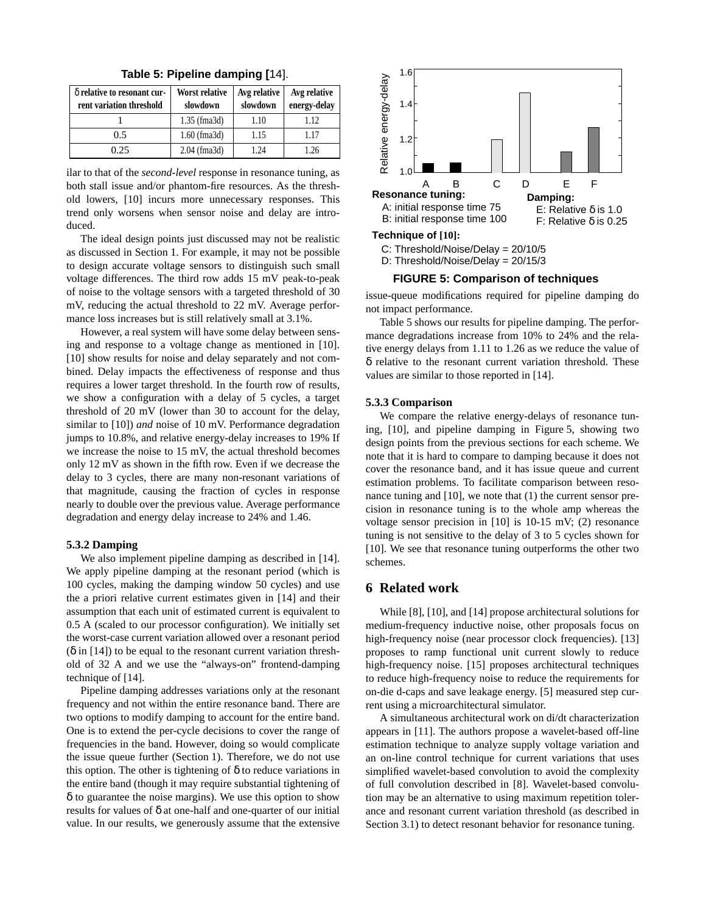**Table 5: Pipeline damping [14].**

| δ relative to resonant current variation threshold | Worst relative slowdown | Avg relative slowdown | Avg relative energy-delay |
|---|---|---|---|
| 1 | 1.35 (fma3d) | 1.10 | 1.12 |
| 0.5 | 1.60 (fma3d) | 1.15 | 1.17 |
| 0.25 | 2.04 (fma3d) | 1.24 | 1.26 |

ilar to that of the *second-level* response in resonance tuning, as both stall issue and/or phantom-fire resources. As the threshold lowers, [10] incurs more unnecessary responses. This trend only worsens when sensor noise and delay are introduced.

The ideal design points just discussed may not be realistic as discussed in Section 1. For example, it may not be possible to design accurate voltage sensors to distinguish such small voltage differences. The third row adds 15 mV peak-to-peak of noise to the voltage sensors with a targeted threshold of 30 mV, reducing the actual threshold to 22 mV. Average performance loss increases but is still relatively small at 3.1%.

However, a real system will have some delay between sensing and response to a voltage change as mentioned in [10]. [10] show results for noise and delay separately and not combined. Delay impacts the effectiveness of response and thus requires a lower target threshold. In the fourth row of results, we show a configuration with a delay of 5 cycles, a target threshold of 20 mV (lower than 30 to account for the delay, similar to [10]) *and* noise of 10 mV. Performance degradation jumps to 10.8%, and relative energy-delay increases to 19% If we increase the noise to 15 mV, the actual threshold becomes only 12 mV as shown in the fifth row. Even if we decrease the delay to 3 cycles, there are many non-resonant variations of that magnitude, causing the fraction of cycles in response nearly to double over the previous value. Average performance degradation and energy delay increase to 24% and 1.46.

### 5.3.2 Damping

We also implement pipeline damping as described in [14]. We apply pipeline damping at the resonant period (which is 100 cycles, making the damping window 50 cycles) and use the a priori relative current estimates given in [14] and their assumption that each unit of estimated current is equivalent to 0.5 A (scaled to our processor configuration). We initially set the worst-case current variation allowed over a resonant period (δ in [14]) to be equal to the resonant current variation threshold of 32 A and we use the "always-on" frontend-damping technique of [14].

Pipeline damping addresses variations only at the resonant frequency and not within the entire resonance band. There are two options to modify damping to account for the entire band. One is to extend the per-cycle decisions to cover the range of frequencies in the band. However, doing so would complicate the issue queue further (Section 1). Therefore, we do not use this option. The other is tightening of δ to reduce variations in the entire band (though it may require substantial tightening of δ to guarantee the noise margins). We use this option to show results for values of δ at one-half and one-quarter of our initial value. In our results, we generously assume that the extensive issue-queue modifications required for pipeline damping do not impact performance.

Table 5 shows our results for pipeline damping. The performance degradations increase from 10% to 24% and the relative energy delays from 1.11 to 1.26 as we reduce the value of δ relative to the resonant current variation threshold. These values are similar to those reported in [14].

### 5.3.3 Comparison

We compare the relative energy-delays of resonance tuning, [10], and pipeline damping in Figure 5, showing two design points from the previous sections for each scheme. We note that it is hard to compare to damping because it does not cover the resonance band, and it has issue queue and current estimation problems. To facilitate comparison between resonance tuning and [10], we note that (1) the current sensor precision in resonance tuning is to the whole amp whereas the voltage sensor precision in [10] is 10-15 mV; (2) resonance tuning is not sensitive to the delay of 3 to 5 cycles shown for [10]. We see that resonance tuning outperforms the other two schemes.

**FIGURE 5: Comparison of techniques**

Resonance tuning:
A: initial response time 75
B: initial response time 100

Technique of [10]:
C: Threshold/Noise/Delay = 20/10/5
D: Threshold/Noise/Delay = 20/15/3

Damping:
E: Relative δ is 1.0
F: Relative δ is 0.25

## 6 Related work

While [8], [10], and [14] propose architectural solutions for medium-frequency inductive noise, other proposals focus on high-frequency noise (near processor clock frequencies). [13] proposes to ramp functional unit current slowly to reduce high-frequency noise. [15] proposes architectural techniques to reduce high-frequency noise to reduce the requirements for on-die d-caps and save leakage energy. [5] measured step current using a microarchitectural simulator.

A simultaneous architectural work on di/dt characterization appears in [11]. The authors propose a wavelet-based off-line estimation technique to analyze supply voltage variation and an on-line control technique for current variations that uses simplified wavelet-based convolution to avoid the complexity of full convolution described in [8]. Wavelet-based convolution may be an alternative to using maximum repetition tolerance and resonant current variation threshold (as described in Section 3.1) to detect resonant behavior for resonance tuning.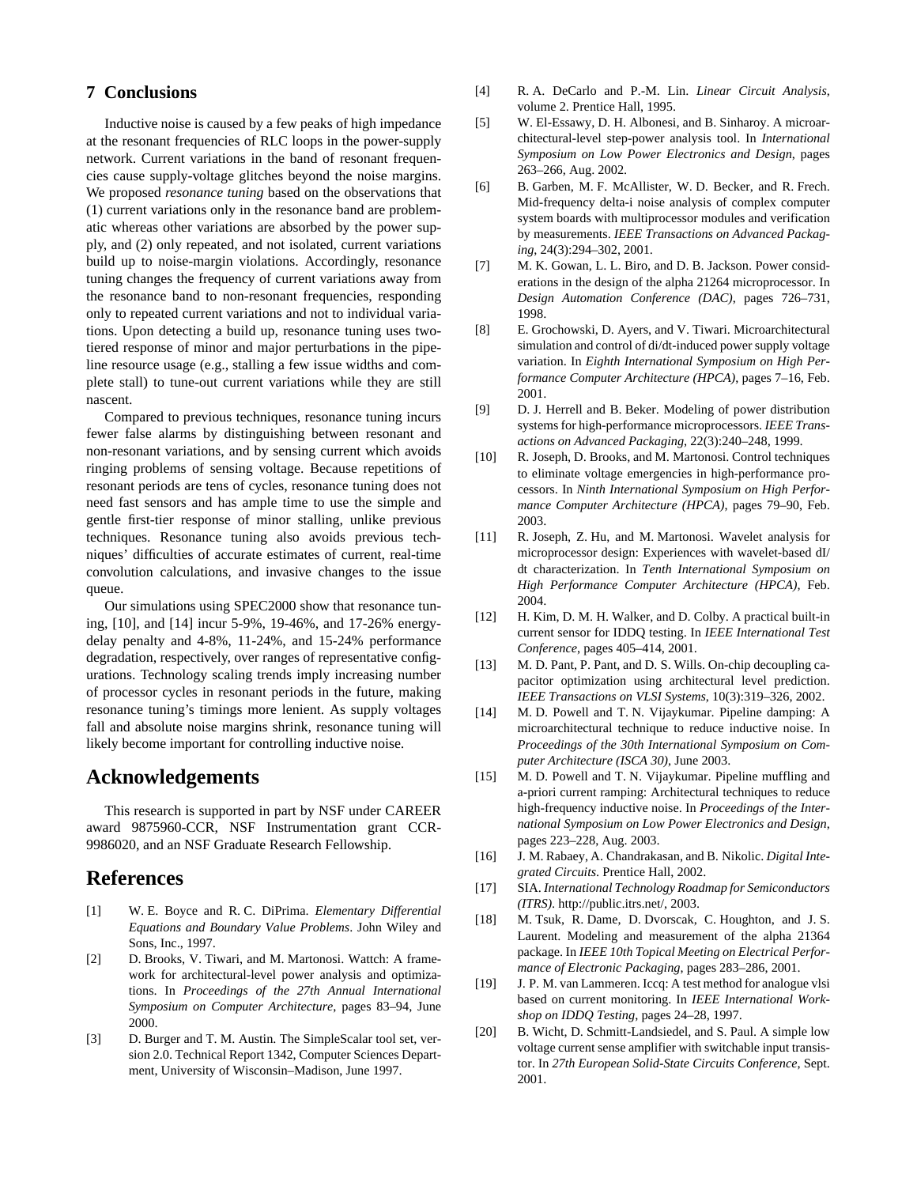## 7 Conclusions

Inductive noise is caused by a few peaks of high impedance at the resonant frequencies of RLC loops in the power-supply network. Current variations in the band of resonant frequencies cause supply-voltage glitches beyond the noise margins. We proposed *resonance tuning* based on the observations that (1) current variations only in the resonance band are problematic whereas other variations are absorbed by the power supply, and (2) only repeated, and not isolated, current variations build up to noise-margin violations. Accordingly, resonance tuning changes the frequency of current variations away from the resonance band to non-resonant frequencies, responding only to repeated current variations and not to individual variations. Upon detecting a build up, resonance tuning uses two-tiered response of minor and major perturbations in the pipeline resource usage (e.g., stalling a few issue widths and complete stall) to tune-out current variations while they are still nascent.

Compared to previous techniques, resonance tuning incurs fewer false alarms by distinguishing between resonant and non-resonant variations, and by sensing current which avoids ringing problems of sensing voltage. Because repetitions of resonant periods are tens of cycles, resonance tuning does not need fast sensors and has ample time to use the simple and gentle first-tier response of minor stalling, unlike previous techniques. Resonance tuning also avoids previous techniques' difficulties of accurate estimates of current, real-time convolution calculations, and invasive changes to the issue queue.

Our simulations using SPEC2000 show that resonance tuning, [10], and [14] incur 5-9%, 19-46%, and 17-26% energy-delay penalty and 4-8%, 11-24%, and 15-24% performance degradation, respectively, over ranges of representative configurations. Technology scaling trends imply increasing number of processor cycles in resonant periods in the future, making resonance tuning's timings more lenient. As supply voltages fall and absolute noise margins shrink, resonance tuning will likely become important for controlling inductive noise.

# Acknowledgements

This research is supported in part by NSF under CAREER award 9875960-CCR, NSF Instrumentation grant CCR-9986020, and an NSF Graduate Research Fellowship.

# References

[1] W. E. Boyce and R. C. DiPrima. *Elementary Differential Equations and Boundary Value Problems*. John Wiley and Sons, Inc., 1997.

[2] D. Brooks, V. Tiwari, and M. Martonosi. Wattch: A framework for architectural-level power analysis and optimizations. In *Proceedings of the 27th Annual International Symposium on Computer Architecture*, pages 83–94, June 2000.

[3] D. Burger and T. M. Austin. The SimpleScalar tool set, version 2.0. Technical Report 1342, Computer Sciences Department, University of Wisconsin–Madison, June 1997.

[4] R. A. DeCarlo and P.-M. Lin. *Linear Circuit Analysis*, volume 2. Prentice Hall, 1995.

[5] W. El-Essawy, D. H. Albonesi, and B. Sinharoy. A microarchitectural-level step-power analysis tool. In *International Symposium on Low Power Electronics and Design*, pages 263–266, Aug. 2002.

[6] B. Garben, M. F. McAllister, W. D. Becker, and R. Frech. Mid-frequency delta-i noise analysis of complex computer system boards with multiprocessor modules and verification by measurements. *IEEE Transactions on Advanced Packaging*, 24(3):294–302, 2001.

[7] M. K. Gowan, L. L. Biro, and D. B. Jackson. Power considerations in the design of the alpha 21264 microprocessor. In *Design Automation Conference (DAC)*, pages 726–731, 1998.

[8] E. Grochowski, D. Ayers, and V. Tiwari. Microarchitectural simulation and control of di/dt-induced power supply voltage variation. In *Eighth International Symposium on High Performance Computer Architecture (HPCA)*, pages 7–16, Feb. 2001.

[9] D. J. Herrell and B. Beker. Modeling of power distribution systems for high-performance microprocessors. *IEEE Transactions on Advanced Packaging*, 22(3):240–248, 1999.

[10] R. Joseph, D. Brooks, and M. Martonosi. Control techniques to eliminate voltage emergencies in high-performance processors. In *Ninth International Symposium on High Performance Computer Architecture (HPCA)*, pages 79–90, Feb. 2003.

[11] R. Joseph, Z. Hu, and M. Martonosi. Wavelet analysis for microprocessor design: Experiences with wavelet-based dI/dt characterization. In *Tenth International Symposium on High Performance Computer Architecture (HPCA)*, Feb. 2004.

[12] H. Kim, D. M. H. Walker, and D. Colby. A practical built-in current sensor for IDDQ testing. In *IEEE International Test Conference*, pages 405–414, 2001.

[13] M. D. Pant, P. Pant, and D. S. Wills. On-chip decoupling capacitor optimization using architectural level prediction. *IEEE Transactions on VLSI Systems*, 10(3):319–326, 2002.

[14] M. D. Powell and T. N. Vijaykumar. Pipeline damping: A microarchitectural technique to reduce inductive noise. In *Proceedings of the 30th International Symposium on Computer Architecture (ISCA 30)*, June 2003.

[15] M. D. Powell and T. N. Vijaykumar. Pipeline muffling and a-priori current ramping: Architectural techniques to reduce high-frequency inductive noise. In *Proceedings of the International Symposium on Low Power Electronics and Design*, pages 223–228, Aug. 2003.

[16] J. M. Rabaey, A. Chandrakasan, and B. Nikolic. *Digital Integrated Circuits*. Prentice Hall, 2002.

[17] SIA. *International Technology Roadmap for Semiconductors (ITRS)*. http://public.itrs.net/, 2003.

[18] M. Tsuk, R. Dame, D. Dvorscak, C. Houghton, and J. S. Laurent. Modeling and measurement of the alpha 21364 package. In *IEEE 10th Topical Meeting on Electrical Performance of Electronic Packaging*, pages 283–286, 2001.

[19] J. P. M. van Lammeren. Iccq: A test method for analogue vlsi based on current monitoring. In *IEEE International Workshop on IDDQ Testing*, pages 24–28, 1997.

[20] B. Wicht, D. Schmitt-Landsiedel, and S. Paul. A simple low voltage current sense amplifier with switchable input transistor. In *27th European Solid-State Circuits Conference*, Sept. 2001.